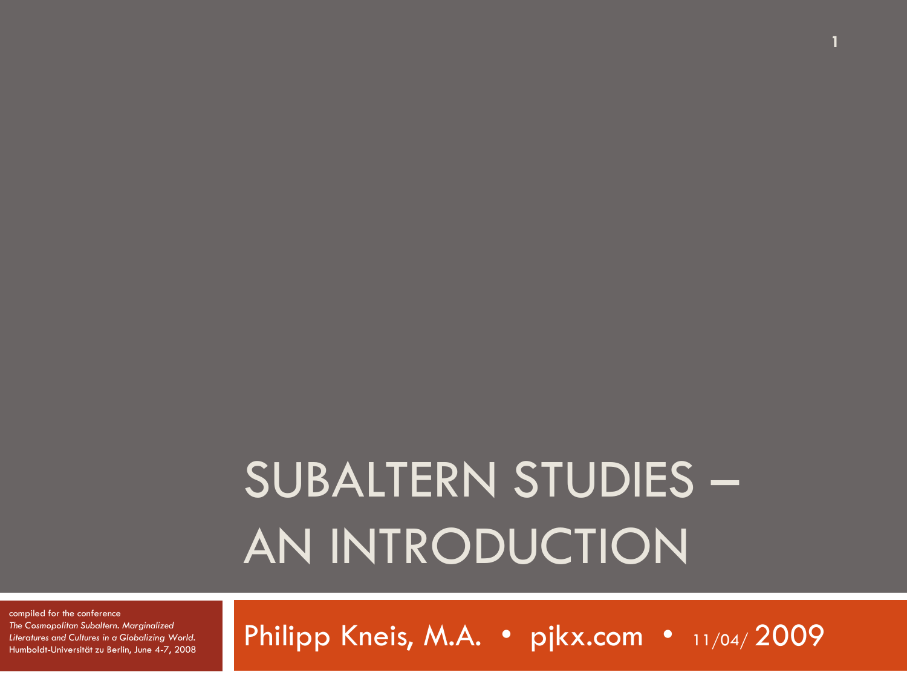# SUBALTERN STUDIES – AN INTRODUCTION

compiled for the conference
*The Cosmopolitan Subaltern. Marginalized Literatures and Cultures in a Globalizing World.*
Humboldt-Universität zu Berlin, June 4-7, 2008

Philipp Kneis, M.A. • pjkx.com • 11/04/ 2009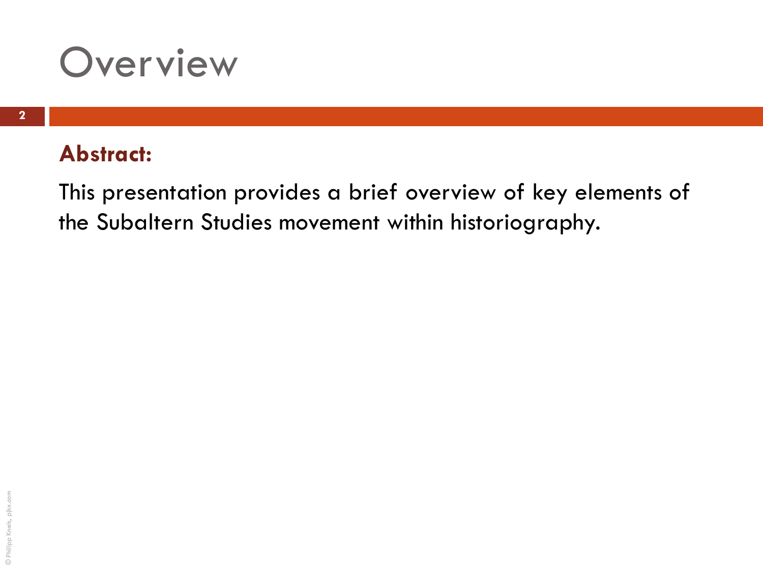# Overview

**Abstract:**

This presentation provides a brief overview of key elements of the Subaltern Studies movement within historiography.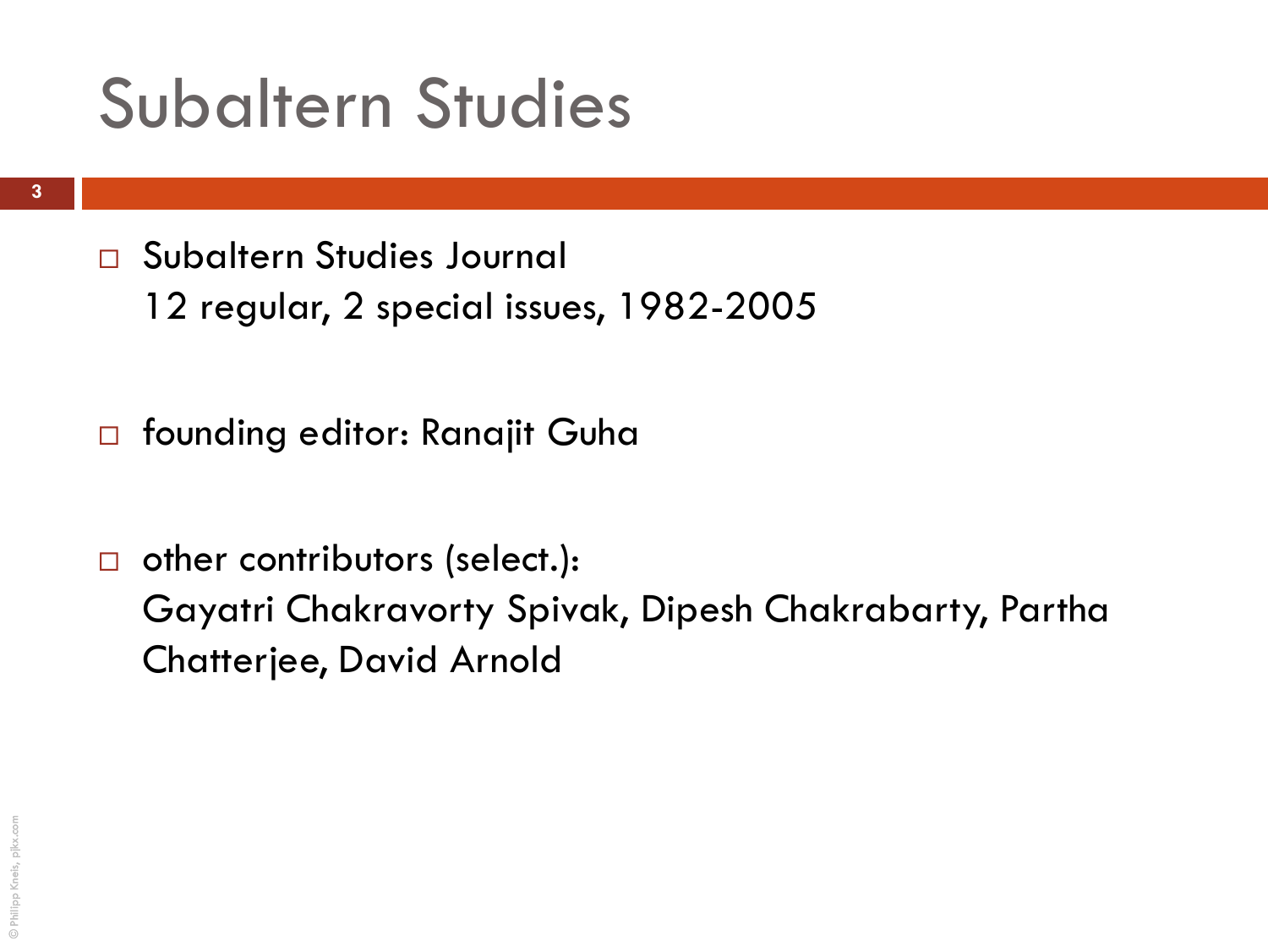# Subaltern Studies

- Subaltern Studies Journal
  12 regular, 2 special issues, 1982-2005

- founding editor: Ranajit Guha

- other contributors (select.):
  Gayatri Chakravorty Spivak, Dipesh Chakrabarty, Partha Chatterjee, David Arnold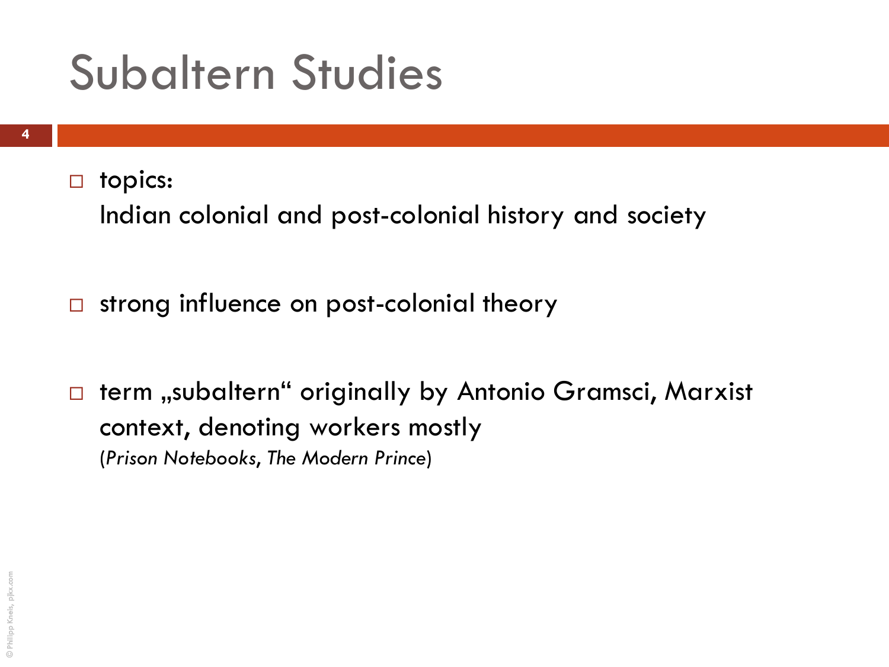# Subaltern Studies

- topics:
  Indian colonial and post-colonial history and society

- strong influence on post-colonial theory

- term „subaltern" originally by Antonio Gramsci, Marxist context, denoting workers mostly
  (*Prison Notebooks*, *The Modern Prince*)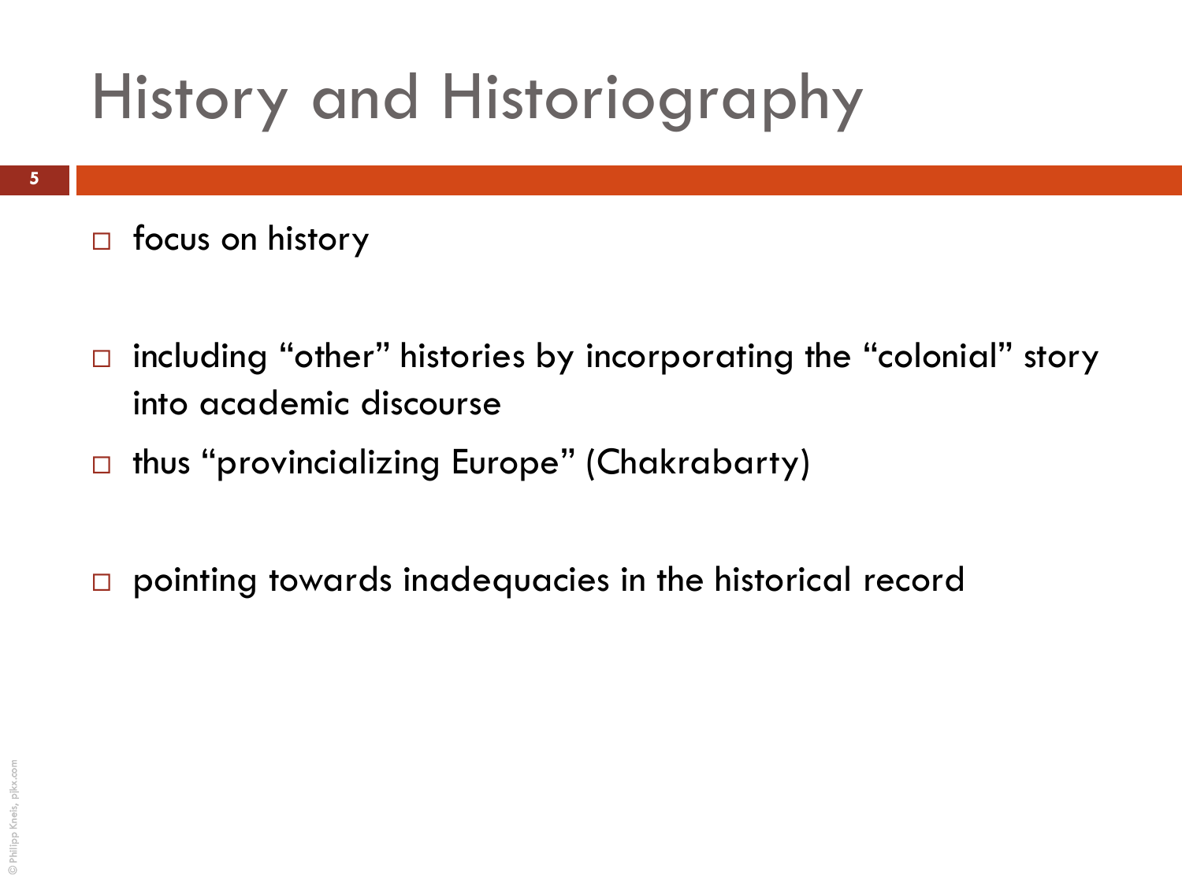# History and Historiography

- focus on history

- including "other" histories by incorporating the "colonial" story into academic discourse
- thus "provincializing Europe" (Chakrabarty)

- pointing towards inadequacies in the historical record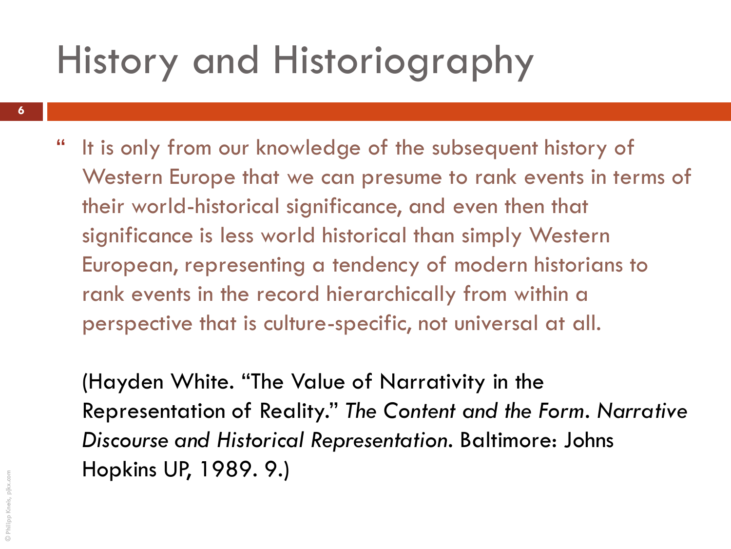# History and Historiography

“ It is only from our knowledge of the subsequent history of Western Europe that we can presume to rank events in terms of their world-historical significance, and even then that significance is less world historical than simply Western European, representing a tendency of modern historians to rank events in the record hierarchically from within a perspective that is culture-specific, not universal at all.

(Hayden White. “The Value of Narrativity in the Representation of Reality.” *The Content and the Form. Narrative Discourse and Historical Representation*. Baltimore: Johns Hopkins UP, 1989. 9.)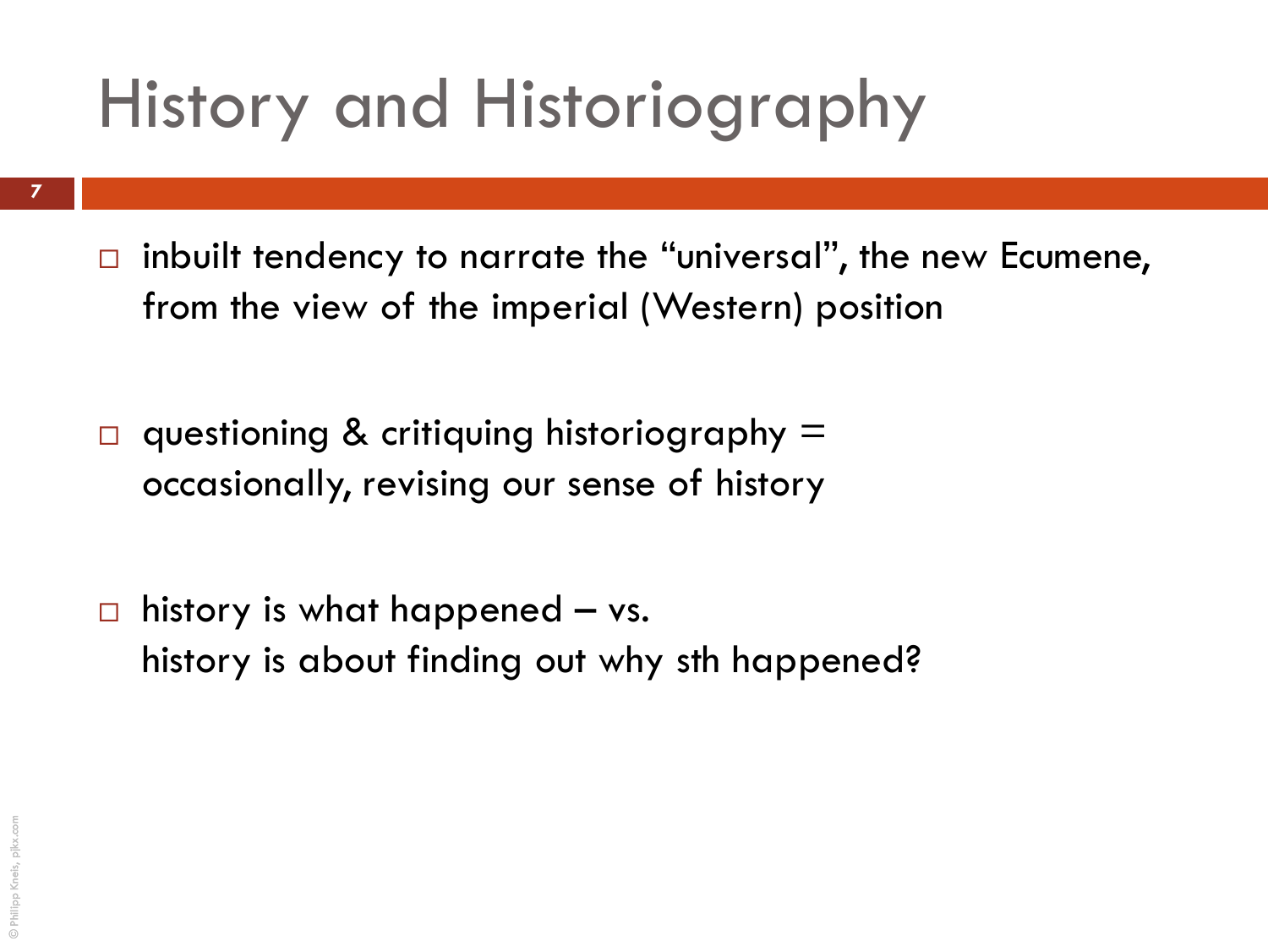# History and Historiography

- inbuilt tendency to narrate the "universal", the new Ecumene, from the view of the imperial (Western) position

- questioning & critiquing historiography = occasionally, revising our sense of history

- history is what happened – vs.
  history is about finding out why sth happened?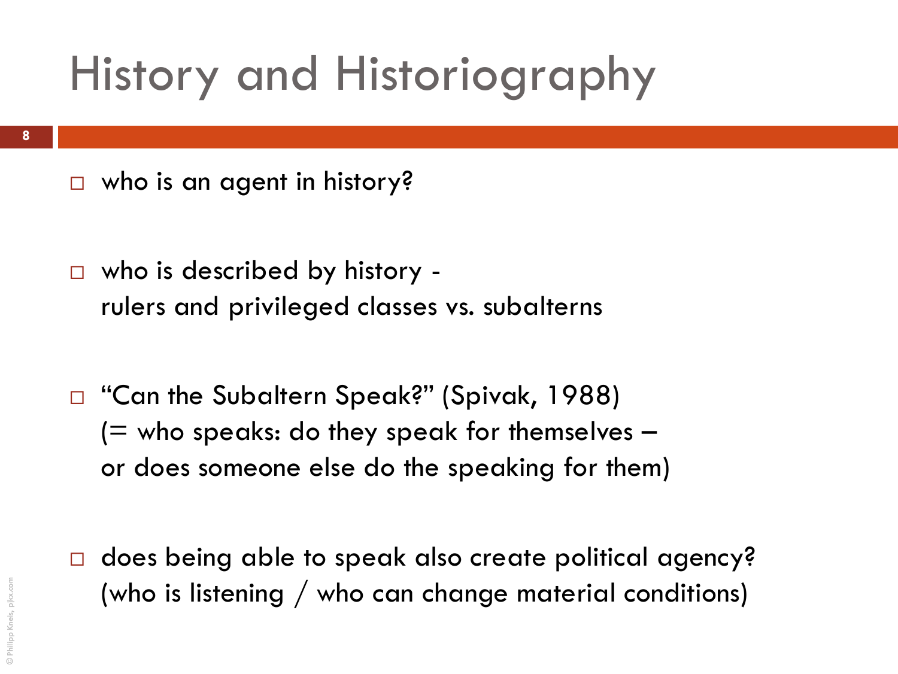# History and Historiography

- who is an agent in history?

- who is described by history -
  rulers and privileged classes vs. subalterns

- "Can the Subaltern Speak?" (Spivak, 1988)
  (= who speaks: do they speak for themselves –
  or does someone else do the speaking for them)

- does being able to speak also create political agency?
  (who is listening / who can change material conditions)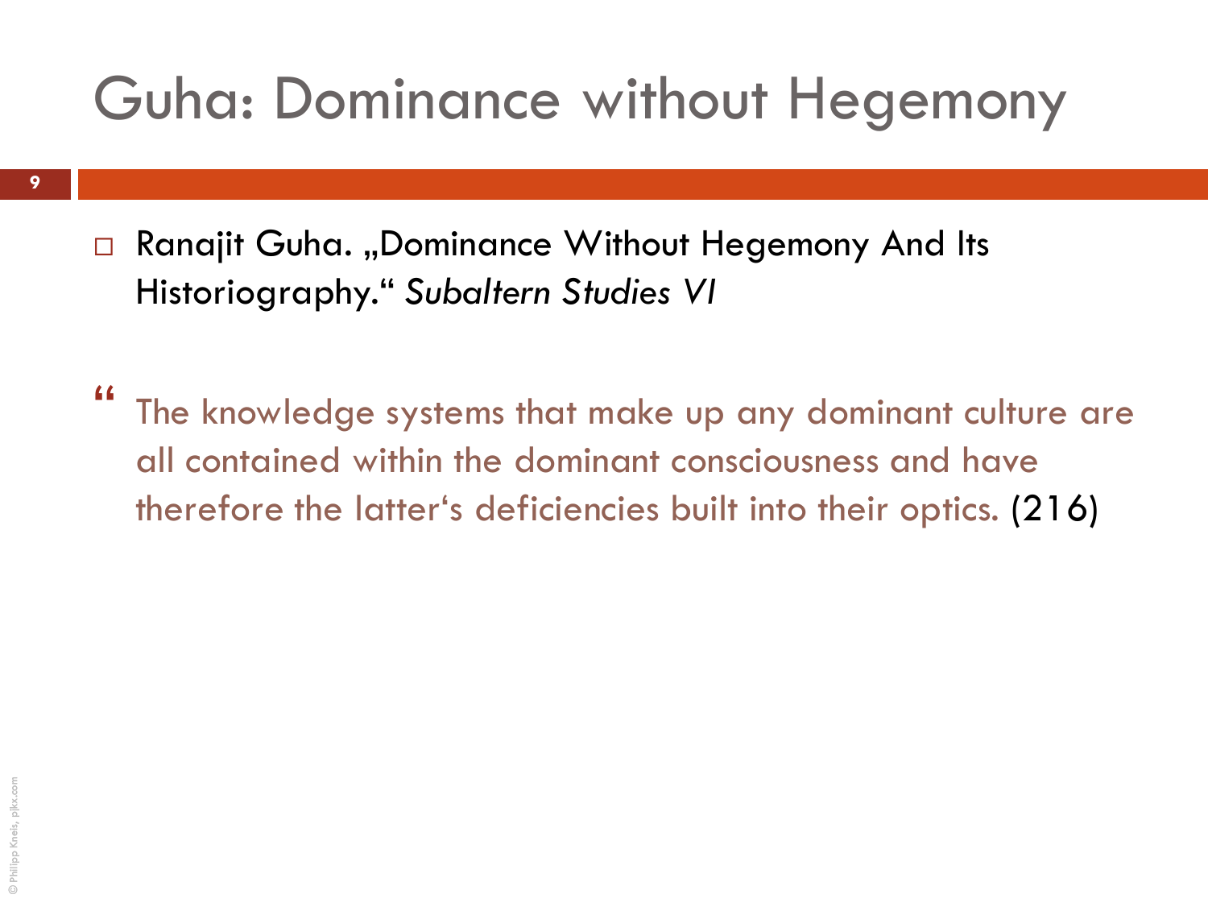# Guha: Dominance without Hegemony

- Ranajit Guha. „Dominance Without Hegemony And Its Historiography." *Subaltern Studies VI*

> " The knowledge systems that make up any dominant culture are all contained within the dominant consciousness and have therefore the latter's deficiencies built into their optics. (216)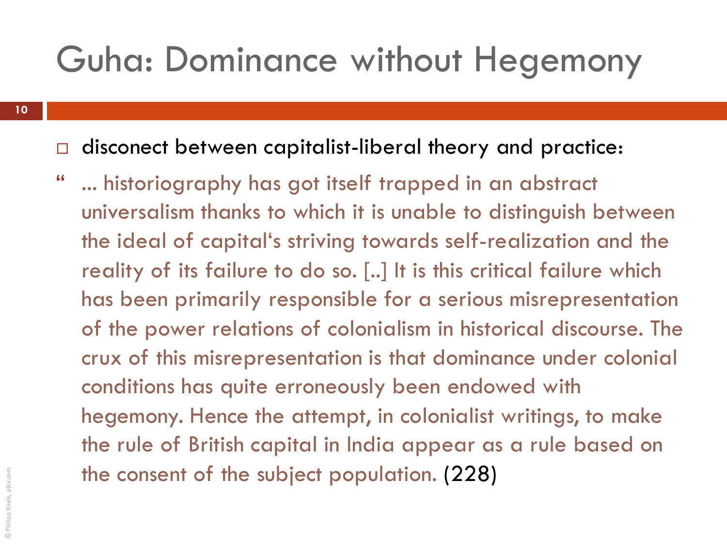# Guha: Dominance without Hegemony

- disconect between capitalist-liberal theory and practice:

" ... historiography has got itself trapped in an abstract universalism thanks to which it is unable to distinguish between the ideal of capital's striving towards self-realization and the reality of its failure to do so. [..] It is this critical failure which has been primarily responsible for a serious misrepresentation of the power relations of colonialism in historical discourse. The crux of this misrepresentation is that dominance under colonial conditions has quite erroneously been endowed with hegemony. Hence the attempt, in colonialist writings, to make the rule of British capital in India appear as a rule based on the consent of the subject population. (228)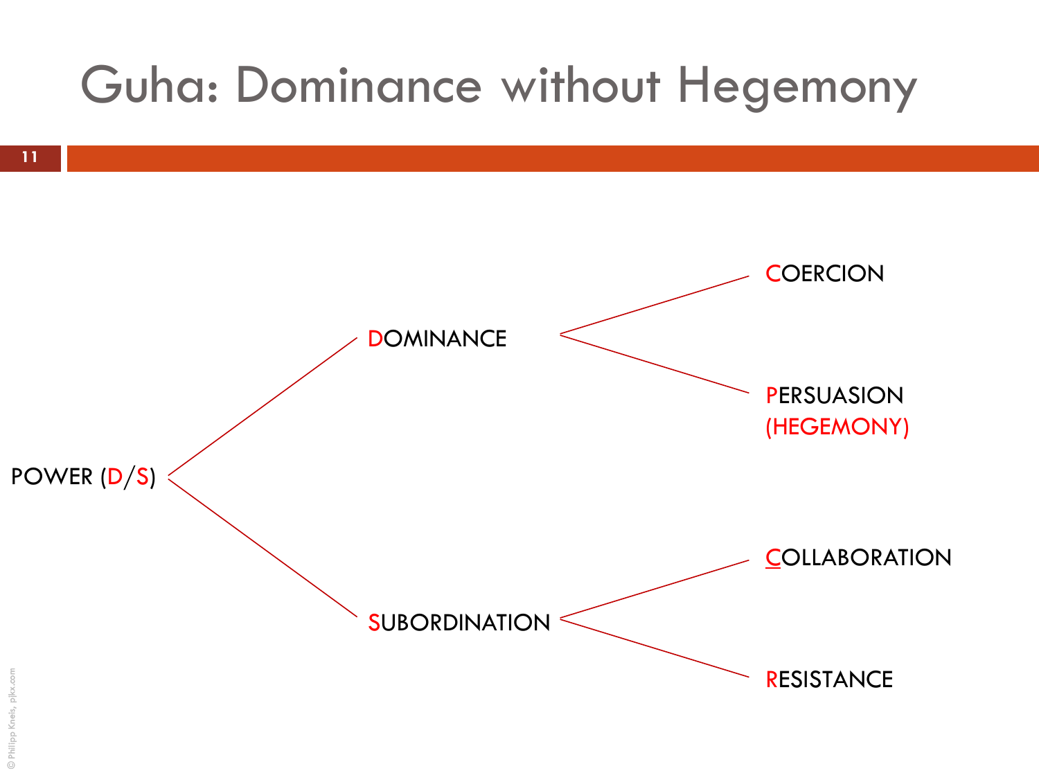# Guha: Dominance without Hegemony

POWER (D/S)

DOMINANCE

SUBORDINATION

COERCION

PERSUASION

(HEGEMONY)

COLLABORATION

RESISTANCE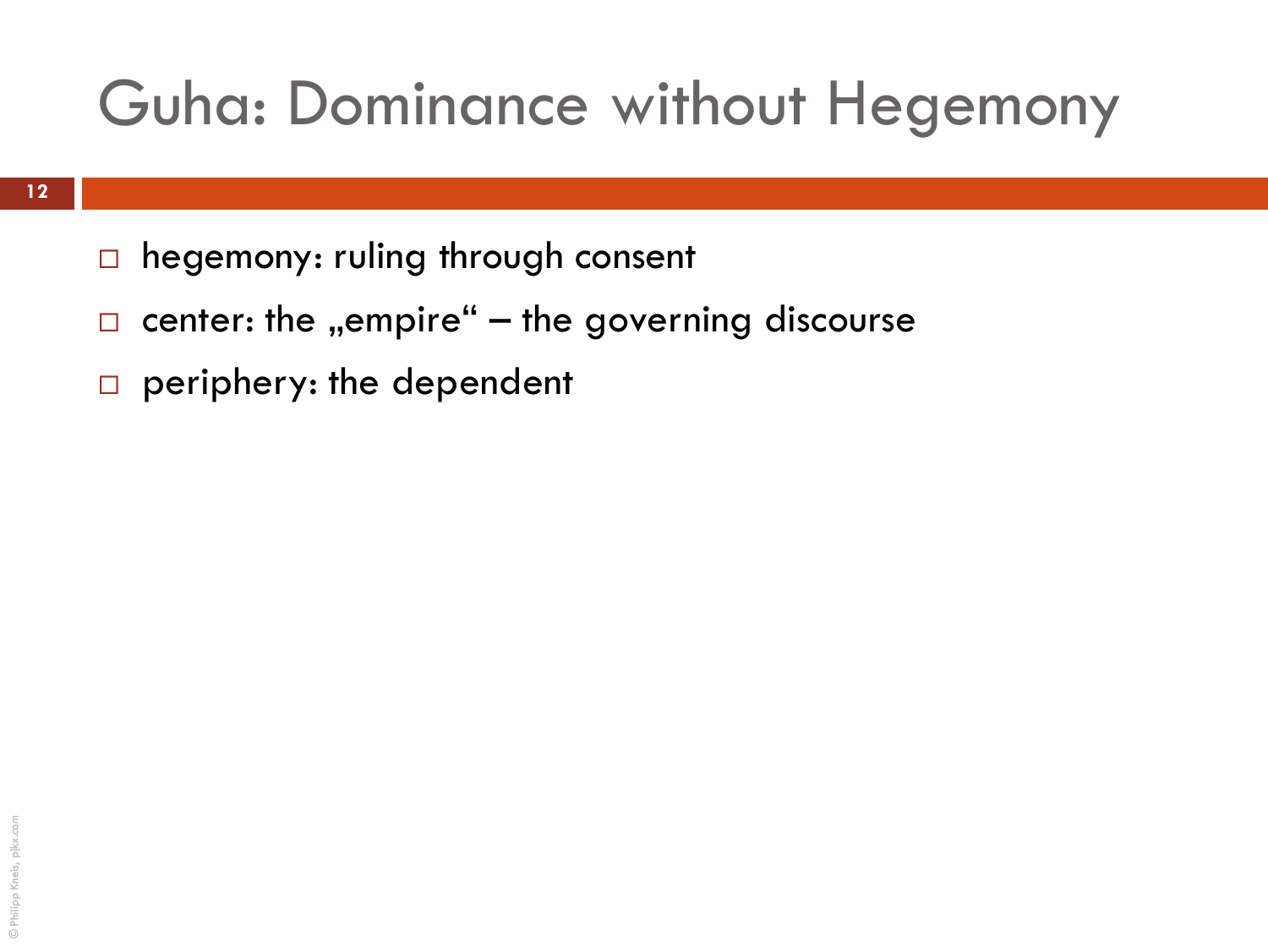# Guha: Dominance without Hegemony

- hegemony: ruling through consent
- center: the „empire" – the governing discourse
- periphery: the dependent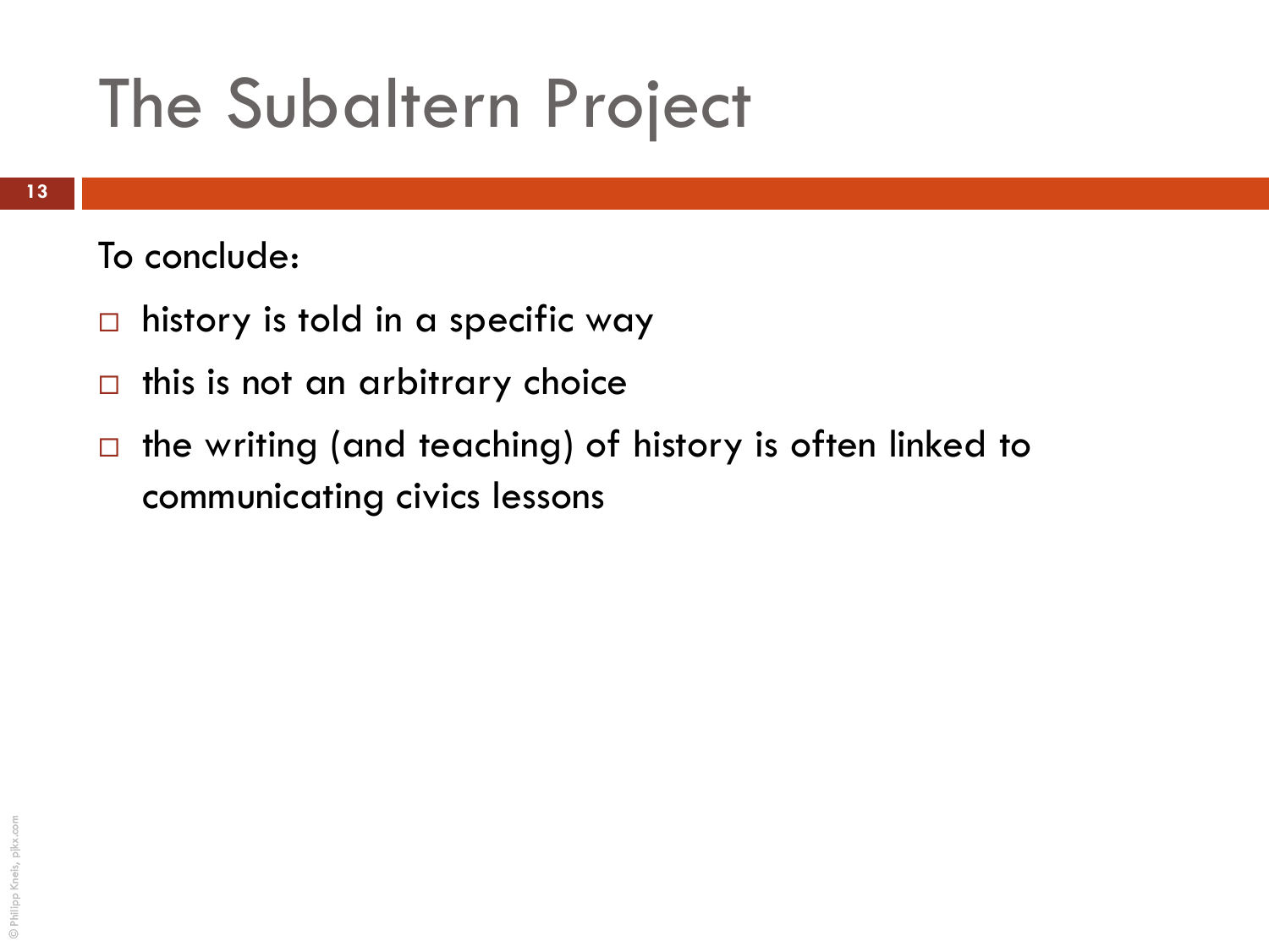# The Subaltern Project

To conclude:

- history is told in a specific way
- this is not an arbitrary choice
- the writing (and teaching) of history is often linked to communicating civics lessons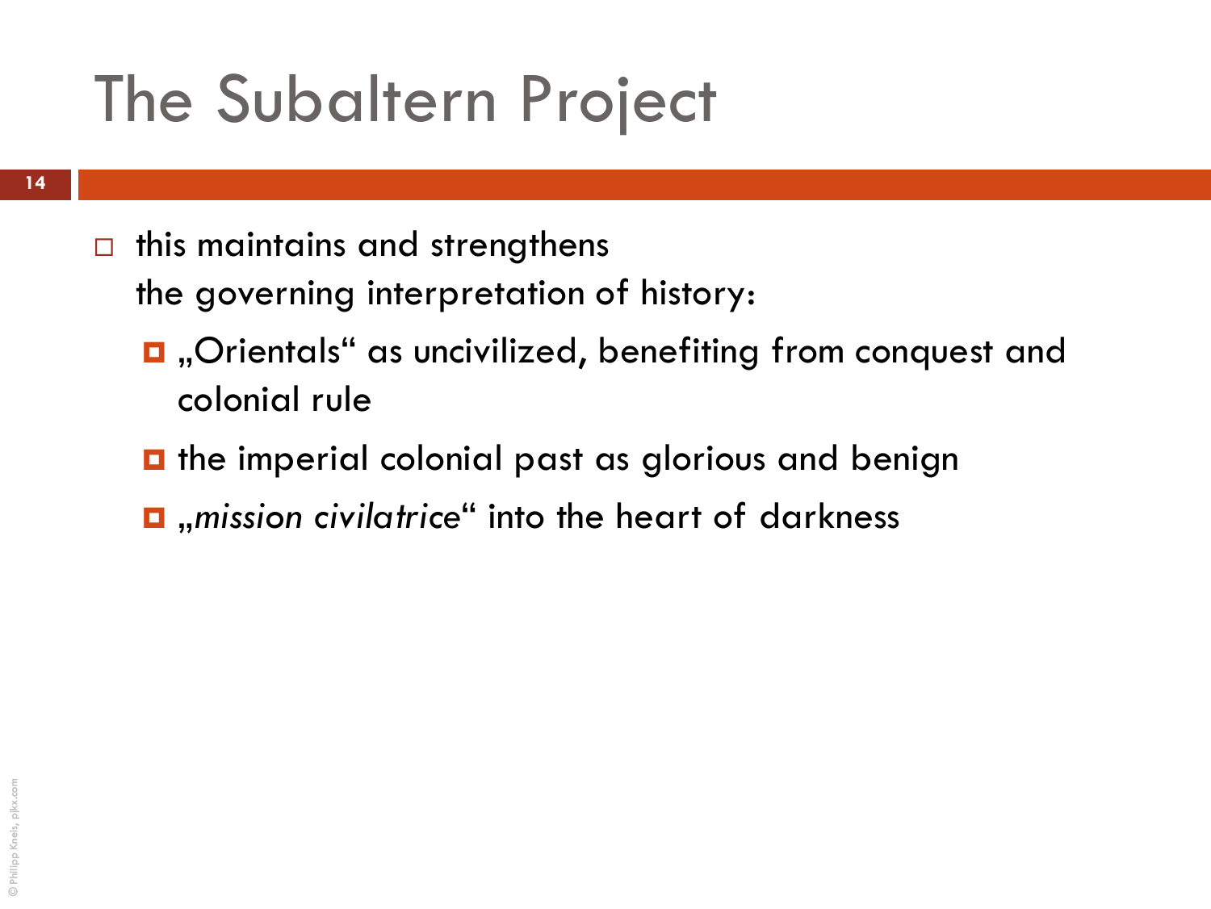# The Subaltern Project

- this maintains and strengthens the governing interpretation of history:
  - „Orientals" as uncivilized, benefiting from conquest and colonial rule
  - the imperial colonial past as glorious and benign
  - „*mission civilatrice*" into the heart of darkness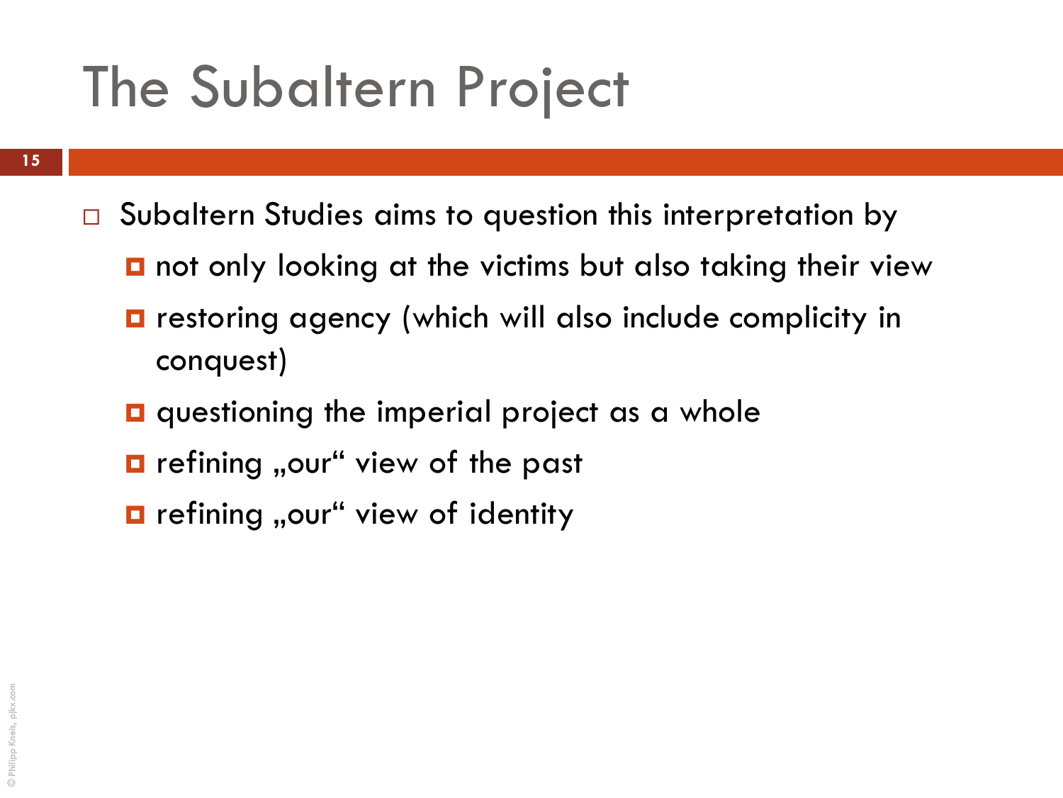# The Subaltern Project

- Subaltern Studies aims to question this interpretation by
  - not only looking at the victims but also taking their view
  - restoring agency (which will also include complicity in conquest)
  - questioning the imperial project as a whole
  - refining „our“ view of the past
  - refining „our“ view of identity